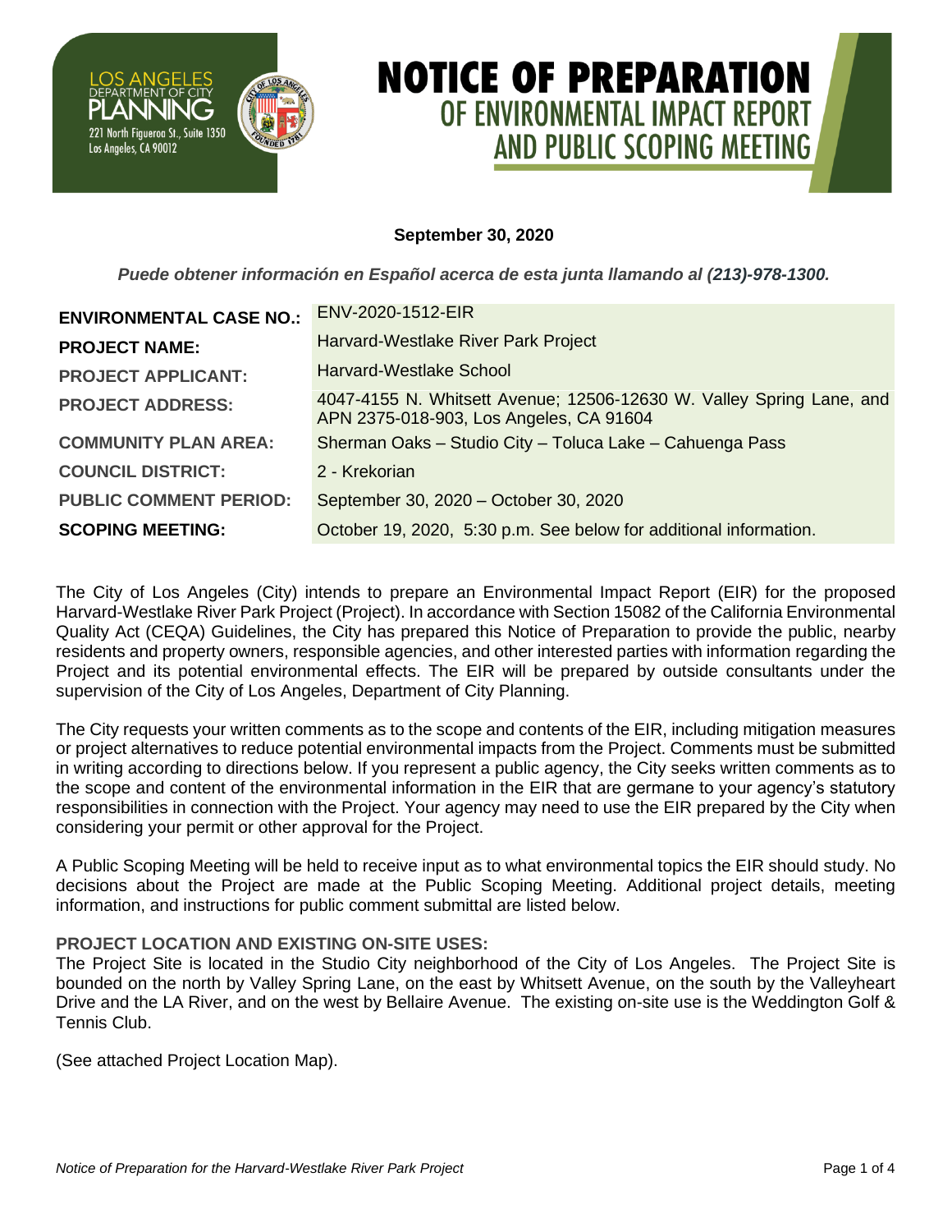LOS ANGELES
DEPARTMENT OF CITY
PLANNING
221 North Figueroa St., Suite 1350
Los Angeles, CA 90012

# NOTICE OF PREPARATION
## OF ENVIRONMENTAL IMPACT REPORT AND PUBLIC SCOPING MEETING

**September 30, 2020**

***Puede obtener información en Español acerca de esta junta llamando al (213)-978-1300.***

| | |
|---|---|
| **ENVIRONMENTAL CASE NO.:** | ENV-2020-1512-EIR |
| **PROJECT NAME:** | Harvard-Westlake River Park Project |
| **PROJECT APPLICANT:** | Harvard-Westlake School |
| **PROJECT ADDRESS:** | 4047-4155 N. Whitsett Avenue; 12506-12630 W. Valley Spring Lane, and APN 2375-018-903, Los Angeles, CA 91604 |
| **COMMUNITY PLAN AREA:** | Sherman Oaks – Studio City – Toluca Lake – Cahuenga Pass |
| **COUNCIL DISTRICT:** | 2 - Krekorian |
| **PUBLIC COMMENT PERIOD:** | September 30, 2020 – October 30, 2020 |
| **SCOPING MEETING:** | October 19, 2020, 5:30 p.m. See below for additional information. |

The City of Los Angeles (City) intends to prepare an Environmental Impact Report (EIR) for the proposed Harvard-Westlake River Park Project (Project). In accordance with Section 15082 of the California Environmental Quality Act (CEQA) Guidelines, the City has prepared this Notice of Preparation to provide the public, nearby residents and property owners, responsible agencies, and other interested parties with information regarding the Project and its potential environmental effects. The EIR will be prepared by outside consultants under the supervision of the City of Los Angeles, Department of City Planning.

The City requests your written comments as to the scope and contents of the EIR, including mitigation measures or project alternatives to reduce potential environmental impacts from the Project. Comments must be submitted in writing according to directions below. If you represent a public agency, the City seeks written comments as to the scope and content of the environmental information in the EIR that are germane to your agency's statutory responsibilities in connection with the Project. Your agency may need to use the EIR prepared by the City when considering your permit or other approval for the Project.

A Public Scoping Meeting will be held to receive input as to what environmental topics the EIR should study. No decisions about the Project are made at the Public Scoping Meeting. Additional project details, meeting information, and instructions for public comment submittal are listed below.

### PROJECT LOCATION AND EXISTING ON-SITE USES:

The Project Site is located in the Studio City neighborhood of the City of Los Angeles. The Project Site is bounded on the north by Valley Spring Lane, on the east by Whitsett Avenue, on the south by the Valleyheart Drive and the LA River, and on the west by Bellaire Avenue. The existing on-site use is the Weddington Golf & Tennis Club.

(See attached Project Location Map).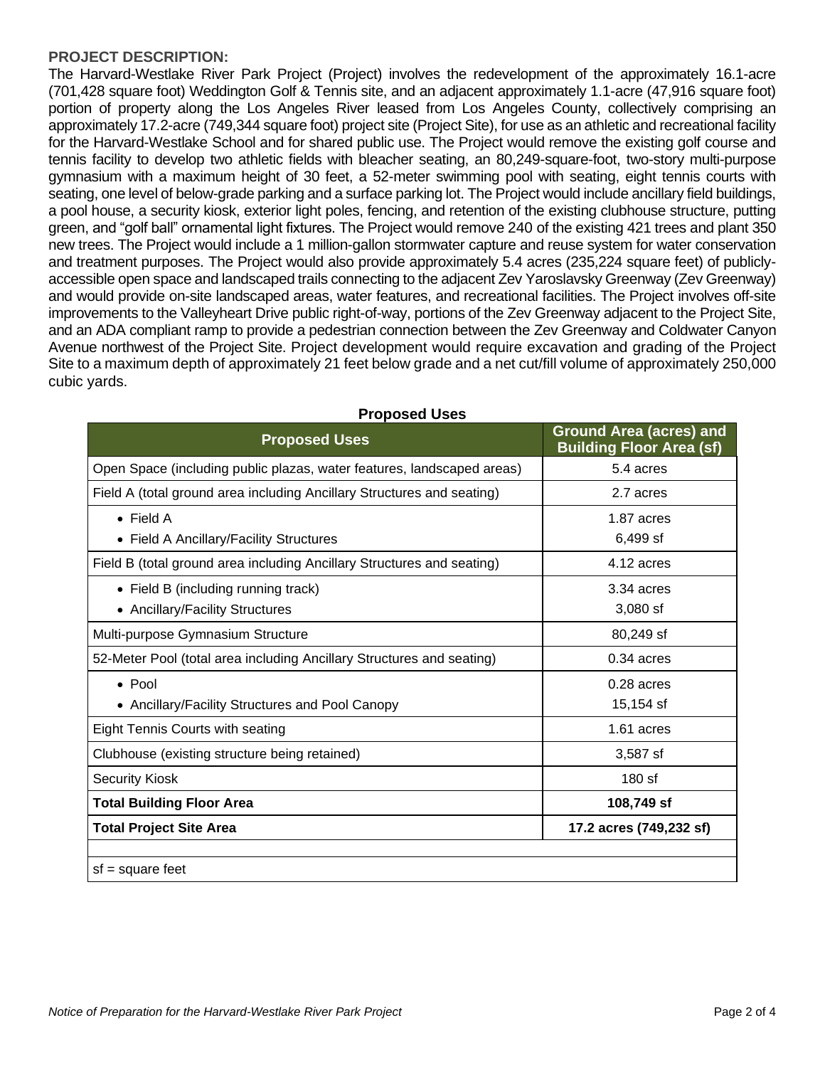**PROJECT DESCRIPTION:**

The Harvard-Westlake River Park Project (Project) involves the redevelopment of the approximately 16.1-acre (701,428 square foot) Weddington Golf & Tennis site, and an adjacent approximately 1.1-acre (47,916 square foot) portion of property along the Los Angeles River leased from Los Angeles County, collectively comprising an approximately 17.2-acre (749,344 square foot) project site (Project Site), for use as an athletic and recreational facility for the Harvard-Westlake School and for shared public use. The Project would remove the existing golf course and tennis facility to develop two athletic fields with bleacher seating, an 80,249-square-foot, two-story multi-purpose gymnasium with a maximum height of 30 feet, a 52-meter swimming pool with seating, eight tennis courts with seating, one level of below-grade parking and a surface parking lot. The Project would include ancillary field buildings, a pool house, a security kiosk, exterior light poles, fencing, and retention of the existing clubhouse structure, putting green, and "golf ball" ornamental light fixtures. The Project would remove 240 of the existing 421 trees and plant 350 new trees. The Project would include a 1 million-gallon stormwater capture and reuse system for water conservation and treatment purposes. The Project would also provide approximately 5.4 acres (235,224 square feet) of publicly-accessible open space and landscaped trails connecting to the adjacent Zev Yaroslavsky Greenway (Zev Greenway) and would provide on-site landscaped areas, water features, and recreational facilities. The Project involves off-site improvements to the Valleyheart Drive public right-of-way, portions of the Zev Greenway adjacent to the Project Site, and an ADA compliant ramp to provide a pedestrian connection between the Zev Greenway and Coldwater Canyon Avenue northwest of the Project Site. Project development would require excavation and grading of the Project Site to a maximum depth of approximately 21 feet below grade and a net cut/fill volume of approximately 250,000 cubic yards.

**Proposed Uses**

| Proposed Uses | Ground Area (acres) and Building Floor Area (sf) |
|---|---|
| Open Space (including public plazas, water features, landscaped areas) | 5.4 acres |
| Field A (total ground area including Ancillary Structures and seating) | 2.7 acres |
| • Field A<br>• Field A Ancillary/Facility Structures | 1.87 acres<br>6,499 sf |
| Field B (total ground area including Ancillary Structures and seating) | 4.12 acres |
| • Field B (including running track)<br>• Ancillary/Facility Structures | 3.34 acres<br>3,080 sf |
| Multi-purpose Gymnasium Structure | 80,249 sf |
| 52-Meter Pool (total area including Ancillary Structures and seating) | 0.34 acres |
| • Pool<br>• Ancillary/Facility Structures and Pool Canopy | 0.28 acres<br>15,154 sf |
| Eight Tennis Courts with seating | 1.61 acres |
| Clubhouse (existing structure being retained) | 3,587 sf |
| Security Kiosk | 180 sf |
| **Total Building Floor Area** | **108,749 sf** |
| **Total Project Site Area** | **17.2 acres (749,232 sf)** |

sf = square feet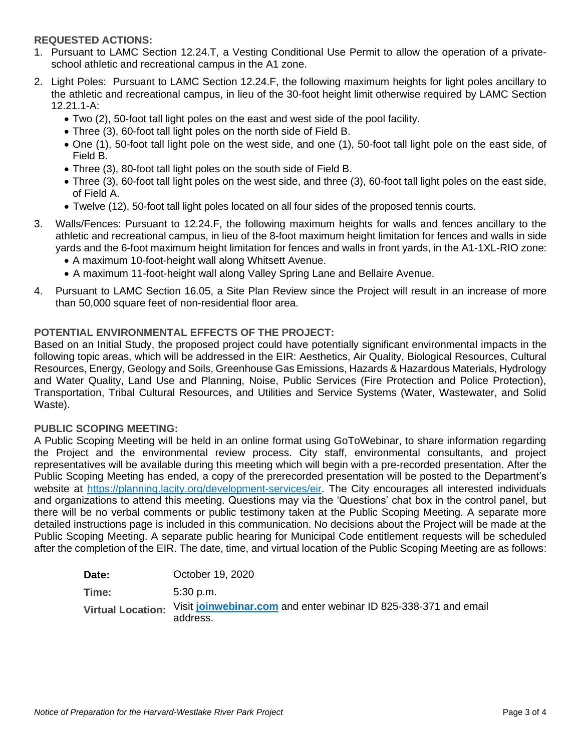**REQUESTED ACTIONS:**

1. Pursuant to LAMC Section 12.24.T, a Vesting Conditional Use Permit to allow the operation of a private-school athletic and recreational campus in the A1 zone.
2. Light Poles: Pursuant to LAMC Section 12.24.F, the following maximum heights for light poles ancillary to the athletic and recreational campus, in lieu of the 30-foot height limit otherwise required by LAMC Section 12.21.1-A:
   - Two (2), 50-foot tall light poles on the east and west side of the pool facility.
   - Three (3), 60-foot tall light poles on the north side of Field B.
   - One (1), 50-foot tall light pole on the west side, and one (1), 50-foot tall light pole on the east side, of Field B.
   - Three (3), 80-foot tall light poles on the south side of Field B.
   - Three (3), 60-foot tall light poles on the west side, and three (3), 60-foot tall light poles on the east side, of Field A.
   - Twelve (12), 50-foot tall light poles located on all four sides of the proposed tennis courts.
3. Walls/Fences: Pursuant to 12.24.F, the following maximum heights for walls and fences ancillary to the athletic and recreational campus, in lieu of the 8-foot maximum height limitation for fences and walls in side yards and the 6-foot maximum height limitation for fences and walls in front yards, in the A1-1XL-RIO zone:
   - A maximum 10-foot-height wall along Whitsett Avenue.
   - A maximum 11-foot-height wall along Valley Spring Lane and Bellaire Avenue.
4. Pursuant to LAMC Section 16.05, a Site Plan Review since the Project will result in an increase of more than 50,000 square feet of non-residential floor area.

**POTENTIAL ENVIRONMENTAL EFFECTS OF THE PROJECT:**

Based on an Initial Study, the proposed project could have potentially significant environmental impacts in the following topic areas, which will be addressed in the EIR: Aesthetics, Air Quality, Biological Resources, Cultural Resources, Energy, Geology and Soils, Greenhouse Gas Emissions, Hazards & Hazardous Materials, Hydrology and Water Quality, Land Use and Planning, Noise, Public Services (Fire Protection and Police Protection), Transportation, Tribal Cultural Resources, and Utilities and Service Systems (Water, Wastewater, and Solid Waste).

**PUBLIC SCOPING MEETING:**

A Public Scoping Meeting will be held in an online format using GoToWebinar, to share information regarding the Project and the environmental review process. City staff, environmental consultants, and project representatives will be available during this meeting which will begin with a pre-recorded presentation. After the Public Scoping Meeting has ended, a copy of the prerecorded presentation will be posted to the Department's website at [https://planning.lacity.org/development-services/eir](https://planning.lacity.org/development-services/eir). The City encourages all interested individuals and organizations to attend this meeting. Questions may via the 'Questions' chat box in the control panel, but there will be no verbal comments or public testimony taken at the Public Scoping Meeting. A separate more detailed instructions page is included in this communication. No decisions about the Project will be made at the Public Scoping Meeting. A separate public hearing for Municipal Code entitlement requests will be scheduled after the completion of the EIR. The date, time, and virtual location of the Public Scoping Meeting are as follows:

| | |
|---|---|
| **Date:** | October 19, 2020 |
| **Time:** | 5:30 p.m. |
| **Virtual Location:** | Visit **[joinwebinar.com](joinwebinar.com)** and enter webinar ID 825-338-371 and email address. |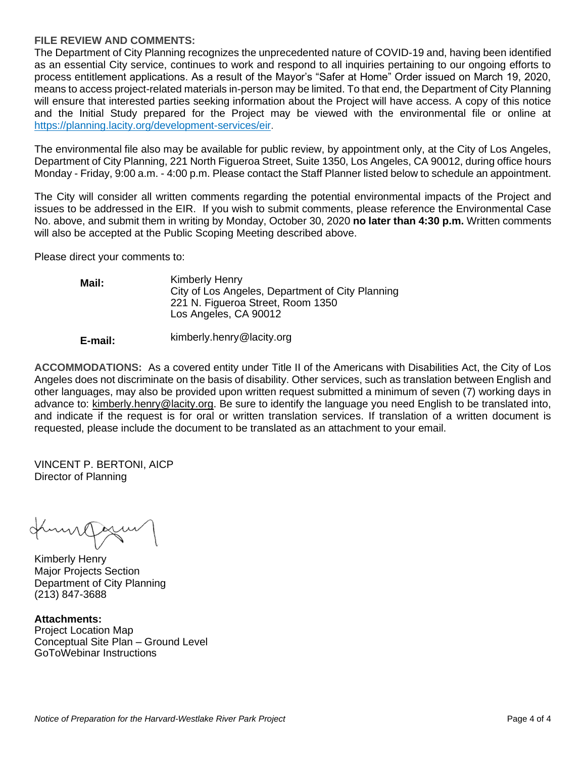**FILE REVIEW AND COMMENTS:**
The Department of City Planning recognizes the unprecedented nature of COVID-19 and, having been identified as an essential City service, continues to work and respond to all inquiries pertaining to our ongoing efforts to process entitlement applications. As a result of the Mayor's "Safer at Home" Order issued on March 19, 2020, means to access project-related materials in-person may be limited. To that end, the Department of City Planning will ensure that interested parties seeking information about the Project will have access. A copy of this notice and the Initial Study prepared for the Project may be viewed with the environmental file or online at https://planning.lacity.org/development-services/eir.

The environmental file also may be available for public review, by appointment only, at the City of Los Angeles, Department of City Planning, 221 North Figueroa Street, Suite 1350, Los Angeles, CA 90012, during office hours Monday - Friday, 9:00 a.m. - 4:00 p.m. Please contact the Staff Planner listed below to schedule an appointment.

The City will consider all written comments regarding the potential environmental impacts of the Project and issues to be addressed in the EIR. If you wish to submit comments, please reference the Environmental Case No. above, and submit them in writing by Monday, October 30, 2020 **no later than 4:30 p.m.** Written comments will also be accepted at the Public Scoping Meeting described above.

Please direct your comments to:

**Mail:** Kimberly Henry
City of Los Angeles, Department of City Planning
221 N. Figueroa Street, Room 1350
Los Angeles, CA 90012

**E-mail:** kimberly.henry@lacity.org

**ACCOMMODATIONS:** As a covered entity under Title II of the Americans with Disabilities Act, the City of Los Angeles does not discriminate on the basis of disability. Other services, such as translation between English and other languages, may also be provided upon written request submitted a minimum of seven (7) working days in advance to: kimberly.henry@lacity.org. Be sure to identify the language you need English to be translated into, and indicate if the request is for oral or written translation services. If translation of a written document is requested, please include the document to be translated as an attachment to your email.

VINCENT P. BERTONI, AICP
Director of Planning

Kimberly Henry
Major Projects Section
Department of City Planning
(213) 847-3688

**Attachments:**
Project Location Map
Conceptual Site Plan – Ground Level
GoToWebinar Instructions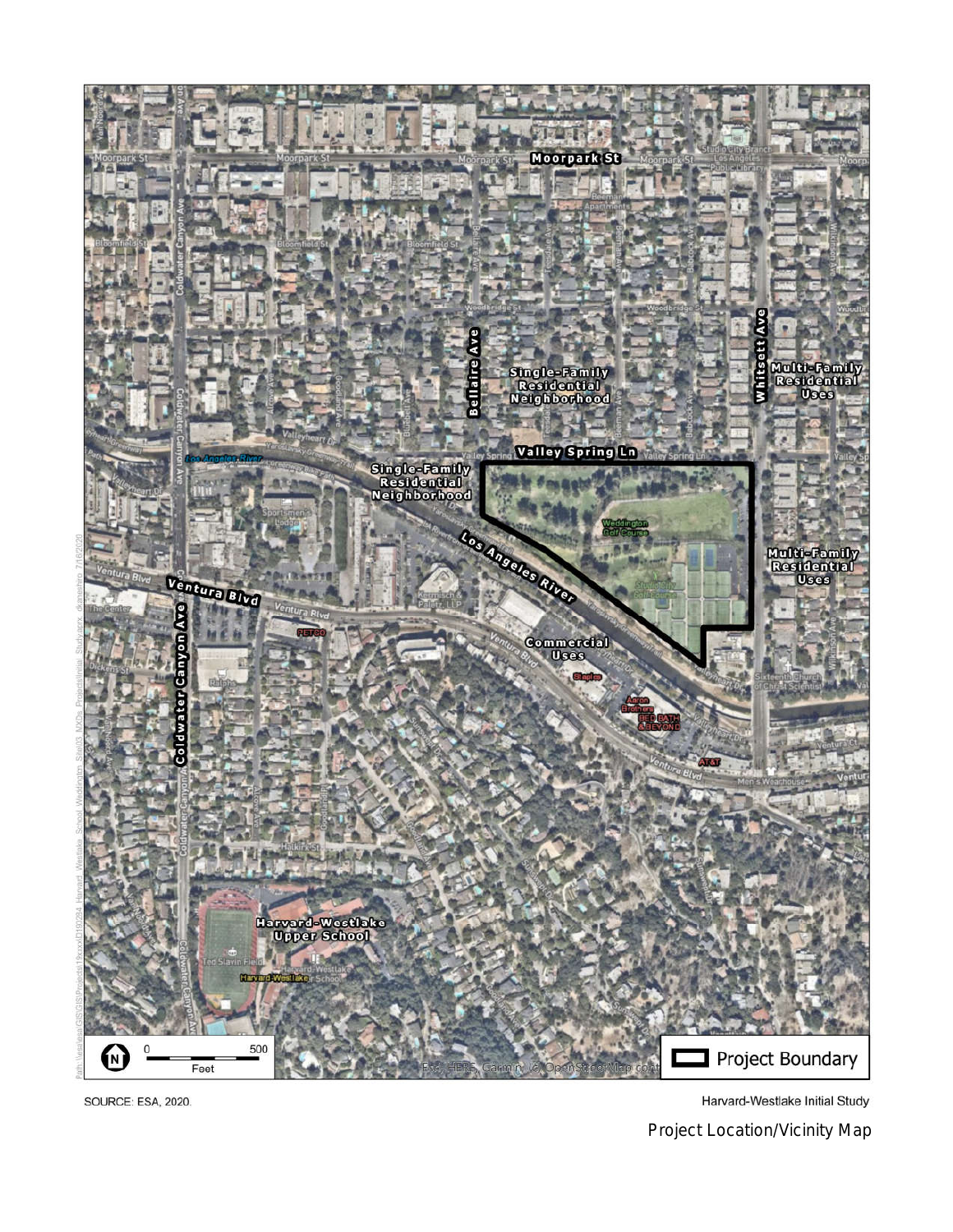SOURCE: ESA, 2020.

Harvard-Westlake Initial Study

Project Location/Vicinity Map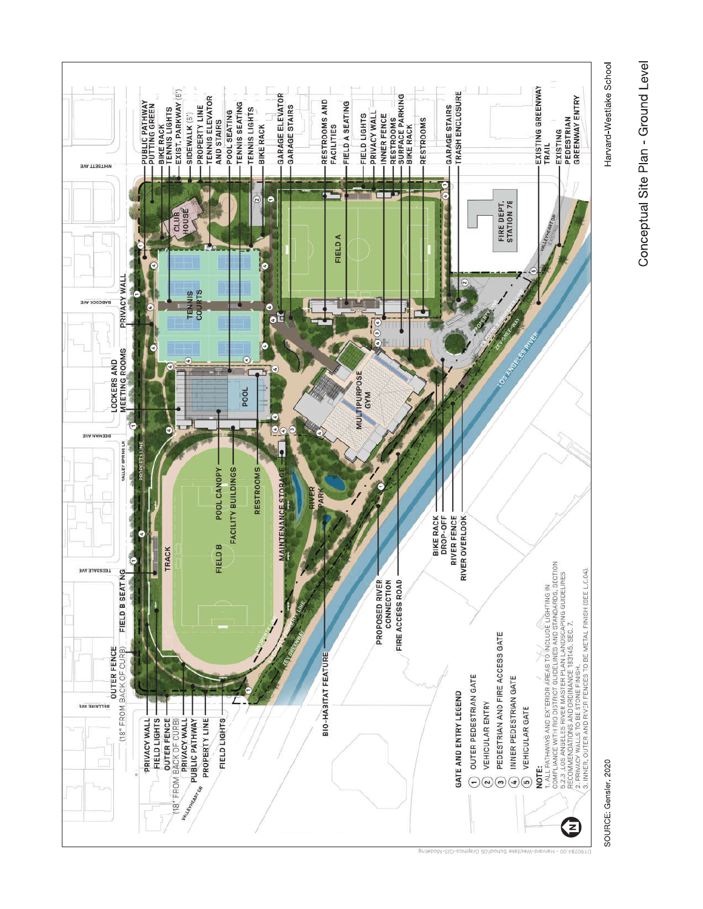# Conceptual Site Plan - Ground Level

Harvard-Westlake School

PUBLIC PATHWAY
PUTTING GREEN
BIKE RACK
TENNIS LIGHTS
EXIST. PARKWAY (6')
SIDEWALK (5')
PROPERTY LINE
TENNIS ELEVATOR AND STAIRS
POOL SEATING
TENNIS SEATING
TENNIS LIGHTS
BIKE RACK
GARAGE ELEVATOR
GARAGE STAIRS
RESTROOMS AND FACILITIES
FIELD A SEATING
FIELD LIGHTS
PRIVACY WALL
INNER FENCE
RESTROOMS
SURFACE PARKING
BIKE RACK
RESTROOMS
GARAGE STAIRS
TRASH ENCLOSURE
EXISTING GREENWAY TRAIL
EXISTING PEDESTRIAN GREENWAY ENTRY

PRIVACY WALL
LOCKERS AND MEETING ROOMS
FIELD B SEATING
OUTER FENCE (18" FROM BACK OF CURB)
PRIVACY WALL
FIELD LIGHTS
OUTER FENCE (18" FROM BACK OF CURB)
PRIVACY WALL
PUBLIC PATHWAY
PROPERTY LINE
FIELD LIGHTS
BIO-HABITAT FEATURE
PROPOSED RIVER CONNECTION
FIRE ACCESS ROAD
BIKE RACK
DROP-OFF
RIVER FENCE
RIVER OVERLOOK

CLUB HOUSE
TENNIS COURTS
FIELD A
FIRE DEPT. STATION 78
POOL
MULTIPURPOSE GYM
POOL CANOPY
FACILITY BUILDINGS
RESTROOMS
MAINTENANCE STORAGE
RIVER PARK
FIELD B
TRACK
LOS ANGELES RIVER

WHITSETT AVE
BABCOCK AVE
BEEMAN AVE
TEESDALE AVE
BELLAIRE AVE
VALLEY SPRING LN
VALLEYHEART DR
PROPERTY LINE
ZEV GREENWAY

## GATE AND ENTRY LEGEND

1. OUTER PEDESTRIAN GATE
2. VEHICULAR ENTRY
3. PEDESTRIAN AND FIRE ACCESS GATE
4. INNER PEDESTRIAN GATE
5. VEHICULAR GATE

**NOTE:**

1. ALL PATHWAYS AND EXTERIOR AREAS TO INCLUDE LIGHTING IN COMPLIANCE WITH RIO DISTRICT GUIDELINES AND STANDARDS, SECTION 5.2.3, LOS ANGELES RIVER MASTER PLAN LANDSCAPING GUIDELINES RECOMMENDATIONS AND ORDINANCE 183145, SEC. 7.
2. PRIVACY WALLS TO BE STONE FINISH.
3. INNER, OUTER AND RIVER FENCES TO BE METAL FINISH (SEE L.C.04).

SOURCE: Gensler, 2020

D190284.00 - Harvard-Westlake School\05 Graphics-GIS-Modeling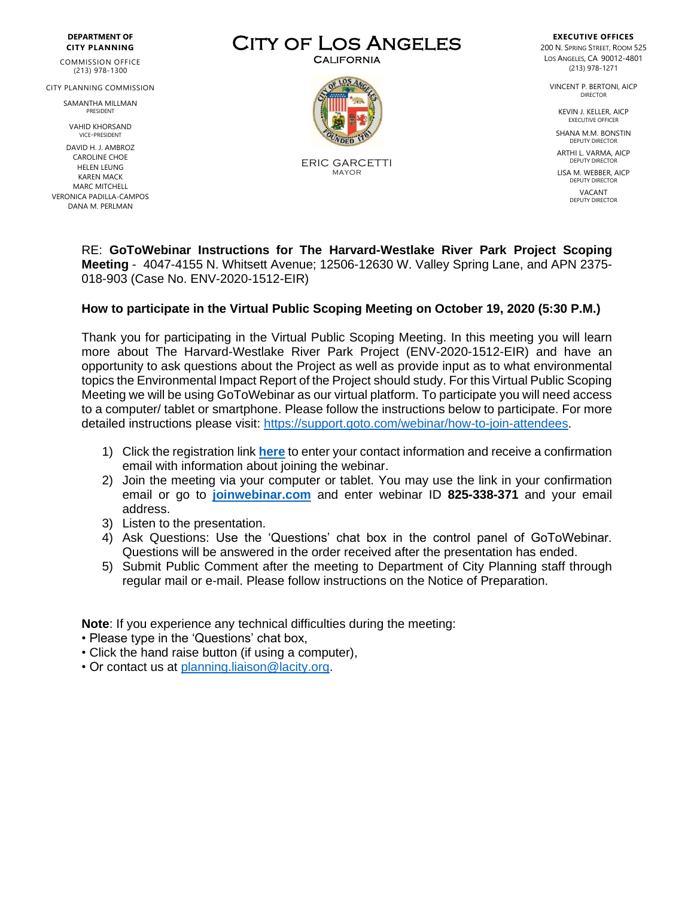**DEPARTMENT OF CITY PLANNING**

COMMISSION OFFICE
(213) 978-1300

CITY PLANNING COMMISSION

SAMANTHA MILLMAN
PRESIDENT

VAHID KHORSAND
VICE-PRESIDENT

DAVID H. J. AMBROZ
CAROLINE CHOE
HELEN LEUNG
KAREN MACK
MARC MITCHELL
VERONICA PADILLA-CAMPOS
DANA M. PERLMAN

# CITY OF LOS ANGELES

CALIFORNIA

ERIC GARCETTI
MAYOR

**EXECUTIVE OFFICES**

200 N. SPRING STREET, ROOM 525
LOS ANGELES, CA 90012-4801
(213) 978-1271

VINCENT P. BERTONI, AICP
DIRECTOR

KEVIN J. KELLER, AICP
EXECUTIVE OFFICER

SHANA M.M. BONSTIN
DEPUTY DIRECTOR

ARTHI L. VARMA, AICP
DEPUTY DIRECTOR

LISA M. WEBBER, AICP
DEPUTY DIRECTOR

VACANT
DEPUTY DIRECTOR

RE: **GoToWebinar Instructions for The Harvard-Westlake River Park Project Scoping Meeting** - 4047-4155 N. Whitsett Avenue; 12506-12630 W. Valley Spring Lane, and APN 2375-018-903 (Case No. ENV-2020-1512-EIR)

**How to participate in the Virtual Public Scoping Meeting on October 19, 2020 (5:30 P.M.)**

Thank you for participating in the Virtual Public Scoping Meeting. In this meeting you will learn more about The Harvard-Westlake River Park Project (ENV-2020-1512-EIR) and have an opportunity to ask questions about the Project as well as provide input as to what environmental topics the Environmental Impact Report of the Project should study. For this Virtual Public Scoping Meeting we will be using GoToWebinar as our virtual platform. To participate you will need access to a computer/ tablet or smartphone. Please follow the instructions below to participate. For more detailed instructions please visit: https://support.goto.com/webinar/how-to-join-attendees.

1) Click the registration link **here** to enter your contact information and receive a confirmation email with information about joining the webinar.
2) Join the meeting via your computer or tablet. You may use the link in your confirmation email or go to **joinwebinar.com** and enter webinar ID **825-338-371** and your email address.
3) Listen to the presentation.
4) Ask Questions: Use the 'Questions' chat box in the control panel of GoToWebinar. Questions will be answered in the order received after the presentation has ended.
5) Submit Public Comment after the meeting to Department of City Planning staff through regular mail or e-mail. Please follow instructions on the Notice of Preparation.

**Note**: If you experience any technical difficulties during the meeting:
- Please type in the 'Questions' chat box,
- Click the hand raise button (if using a computer),
- Or contact us at planning.liaison@lacity.org.